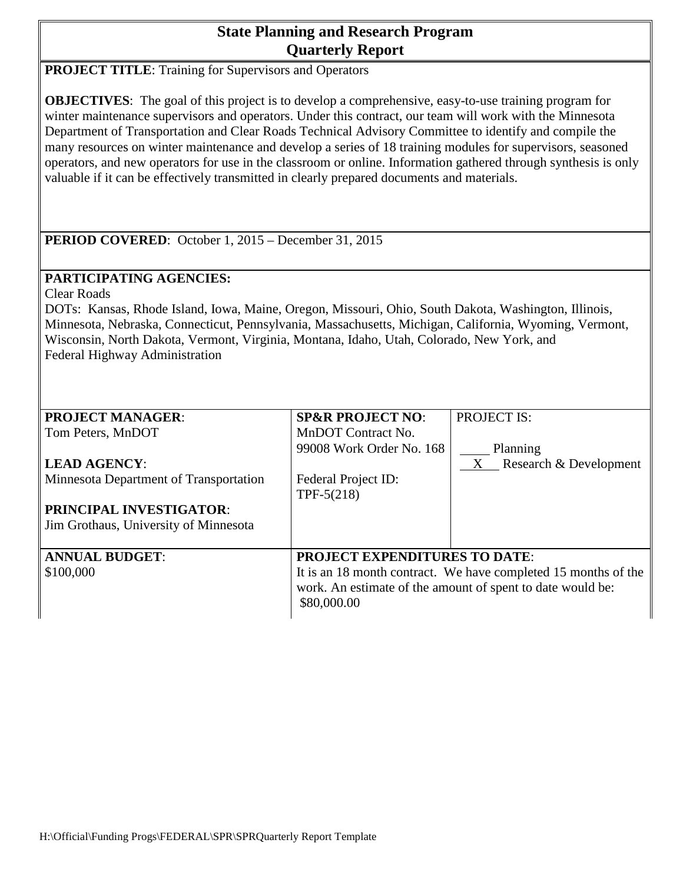# State Planning and Research Program
## Quarterly Report

**PROJECT TITLE**: Training for Supervisors and Operators

**OBJECTIVES**: The goal of this project is to develop a comprehensive, easy-to-use training program for winter maintenance supervisors and operators. Under this contract, our team will work with the Minnesota Department of Transportation and Clear Roads Technical Advisory Committee to identify and compile the many resources on winter maintenance and develop a series of 18 training modules for supervisors, seasoned operators, and new operators for use in the classroom or online. Information gathered through synthesis is only valuable if it can be effectively transmitted in clearly prepared documents and materials.

**PERIOD COVERED**: October 1, 2015 – December 31, 2015

**PARTICIPATING AGENCIES:**
Clear Roads
DOTs: Kansas, Rhode Island, Iowa, Maine, Oregon, Missouri, Ohio, South Dakota, Washington, Illinois, Minnesota, Nebraska, Connecticut, Pennsylvania, Massachusetts, Michigan, California, Wyoming, Vermont, Wisconsin, North Dakota, Vermont, Virginia, Montana, Idaho, Utah, Colorado, New York, and Federal Highway Administration

| **PROJECT MANAGER**:<br>Tom Peters, MnDOT<br><br>**LEAD AGENCY**:<br>Minnesota Department of Transportation<br><br>**PRINCIPAL INVESTIGATOR**:<br>Jim Grothaus, University of Minnesota | **SP&R PROJECT NO**:<br>MnDOT Contract No. 99008 Work Order No. 168<br><br>Federal Project ID:<br>TPF-5(218) | PROJECT IS:<br><br>\_\_\_\_ Planning<br>\_\_X\_\_ Research & Development |
|---|---|---|
| **ANNUAL BUDGET**:<br>$100,000 | **PROJECT EXPENDITURES TO DATE**:<br>It is an 18 month contract. We have completed 15 months of the work. An estimate of the amount of spent to date would be:<br>$80,000.00 | |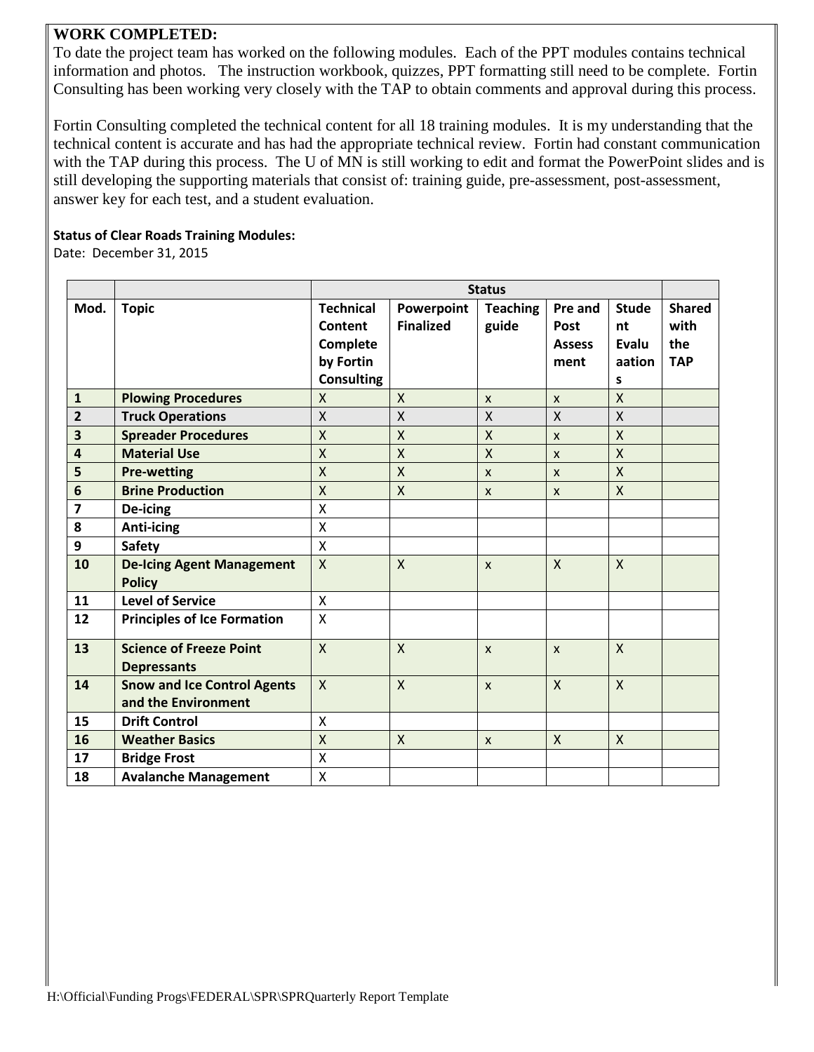**WORK COMPLETED:**

To date the project team has worked on the following modules. Each of the PPT modules contains technical information and photos. The instruction workbook, quizzes, PPT formatting still need to be complete. Fortin Consulting has been working very closely with the TAP to obtain comments and approval during this process.

Fortin Consulting completed the technical content for all 18 training modules. It is my understanding that the technical content is accurate and has had the appropriate technical review. Fortin had constant communication with the TAP during this process. The U of MN is still working to edit and format the PowerPoint slides and is still developing the supporting materials that consist of: training guide, pre-assessment, post-assessment, answer key for each test, and a student evaluation.

**Status of Clear Roads Training Modules:**

Date: December 31, 2015

| | | Status | | | | | |
|---|---|---|---|---|---|---|---|
| **Mod.** | **Topic** | **Technical Content Complete by Fortin Consulting** | **Powerpoint Finalized** | **Teaching guide** | **Pre and Post Assess ment** | **Student Evaluations** | **Shared with the TAP** |
| **1** | **Plowing Procedures** | X | X | x | x | X | |
| **2** | **Truck Operations** | X | X | X | X | X | |
| **3** | **Spreader Procedures** | X | X | X | x | X | |
| **4** | **Material Use** | X | X | X | x | X | |
| **5** | **Pre-wetting** | X | X | x | x | X | |
| **6** | **Brine Production** | X | X | x | x | X | |
| **7** | **De-icing** | X | | | | | |
| **8** | **Anti-icing** | X | | | | | |
| **9** | **Safety** | X | | | | | |
| **10** | **De-Icing Agent Management Policy** | X | X | x | X | X | |
| **11** | **Level of Service** | X | | | | | |
| **12** | **Principles of Ice Formation** | X | | | | | |
| **13** | **Science of Freeze Point Depressants** | X | X | x | x | X | |
| **14** | **Snow and Ice Control Agents and the Environment** | X | X | x | X | X | |
| **15** | **Drift Control** | X | | | | | |
| **16** | **Weather Basics** | X | X | x | X | X | |
| **17** | **Bridge Frost** | X | | | | | |
| **18** | **Avalanche Management** | X | | | | | |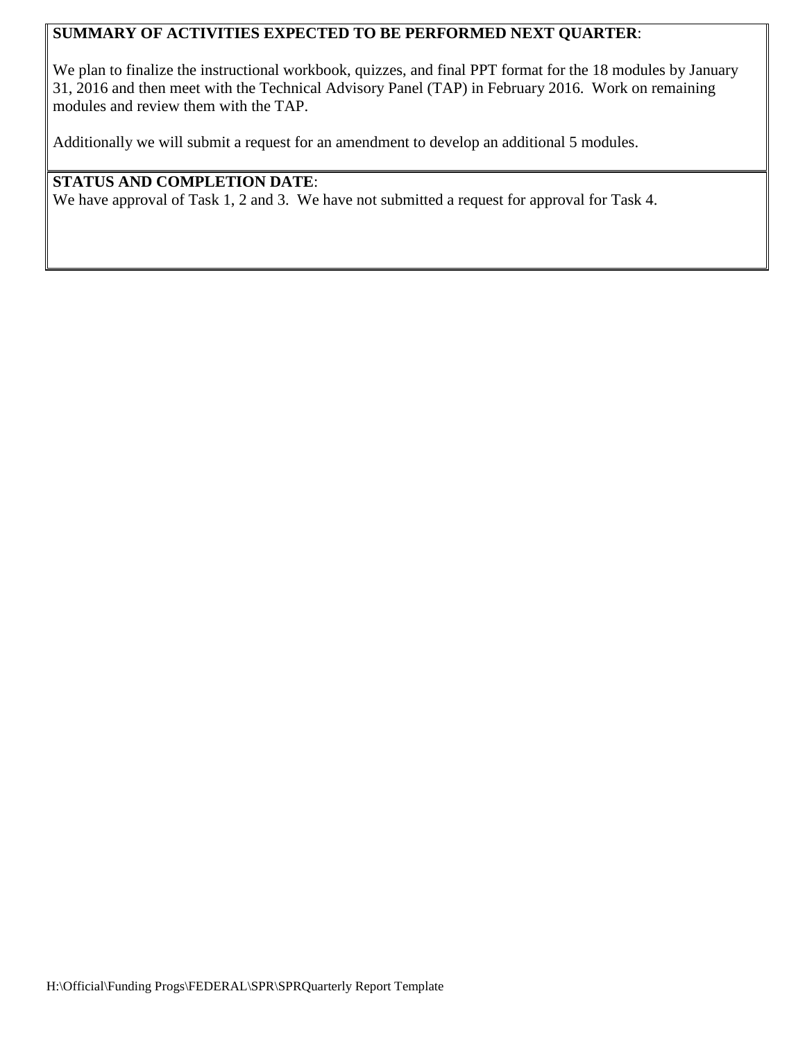**SUMMARY OF ACTIVITIES EXPECTED TO BE PERFORMED NEXT QUARTER**:

We plan to finalize the instructional workbook, quizzes, and final PPT format for the 18 modules by January 31, 2016 and then meet with the Technical Advisory Panel (TAP) in February 2016. Work on remaining modules and review them with the TAP.

Additionally we will submit a request for an amendment to develop an additional 5 modules.

**STATUS AND COMPLETION DATE**:

We have approval of Task 1, 2 and 3. We have not submitted a request for approval for Task 4.